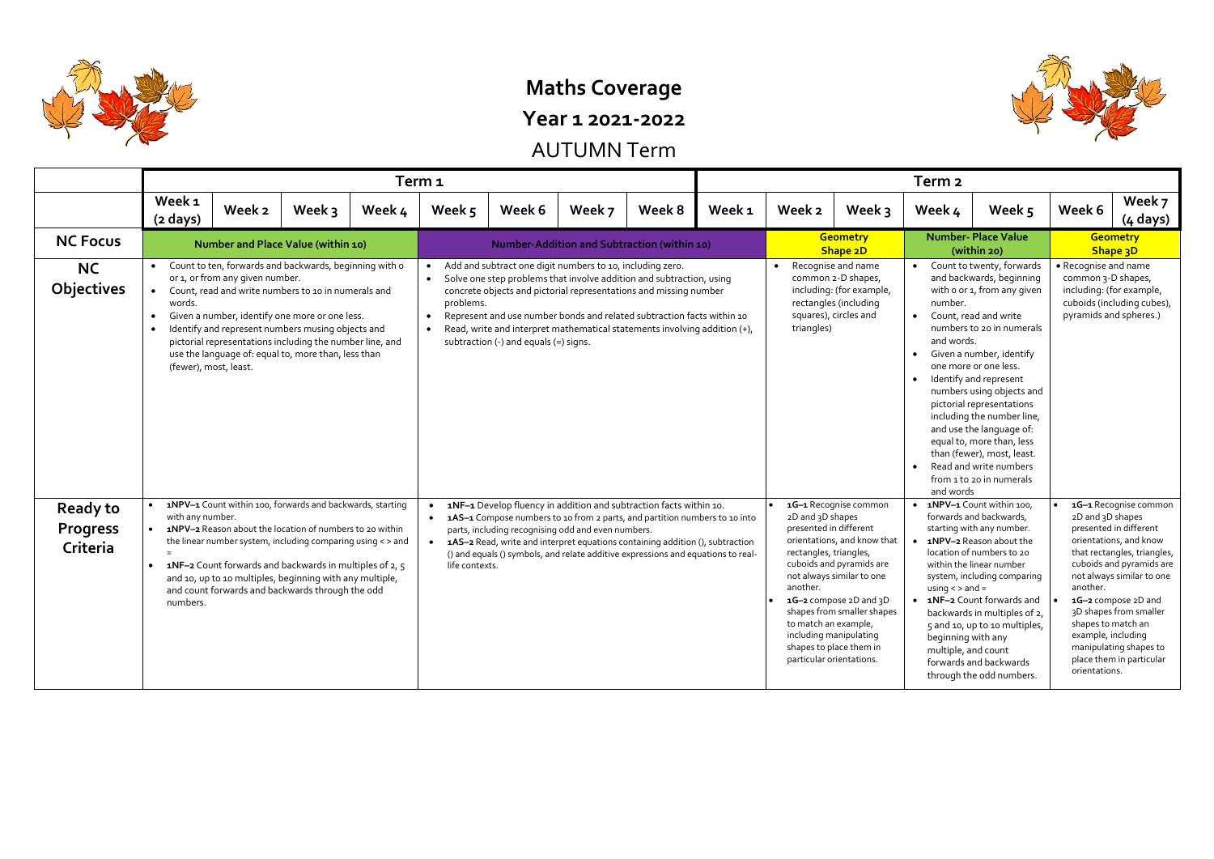# Maths Coverage

## Year 1 2021-2022

## AUTUMN Term

| | Term 1 | | | | | | | | Term 2 | | | | | | |
|---|---|---|---|---|---|---|---|---|---|---|---|---|---|---|---|
| | Week 1 (2 days) | Week 2 | Week 3 | Week 4 | Week 5 | Week 6 | Week 7 | Week 8 | Week 1 | Week 2 | Week 3 | Week 4 | Week 5 | Week 6 | Week 7 (4 days) |
| **NC Focus** | Number and Place Value (within 10) | | | | Number-Addition and Subtraction (within 10) | | | | | Geometry Shape 2D | | Number- Place Value (within 20) | | Geometry Shape 3D | |
| **NC Objectives** | • Count to ten, forwards and backwards, beginning with 0 or 1, or from any given number.<br>• Count, read and write numbers to 10 in numerals and words.<br>• Given a number, identify one more or one less.<br>• Identify and represent numbers musing objects and pictorial representations including the number line, and use the language of: equal to, more than, less than (fewer), most, least. | | | | • Add and subtract one digit numbers to 10, including zero.<br>• Solve one step problems that involve addition and subtraction, using concrete objects and pictorial representations and missing number problems.<br>• Represent and use number bonds and related subtraction facts within 10<br>• Read, write and interpret mathematical statements involving addition (+), subtraction (-) and equals (=) signs. | | | | | • Recognise and name common 2-D shapes, including: (for example, rectangles (including squares), circles and triangles) | | • Count to twenty, forwards and backwards, beginning with 0 or 1, from any given number.<br>• Count, read and write numbers to 20 in numerals and words.<br>• Given a number, identify one more or one less.<br>• Identify and represent numbers using objects and pictorial representations including the number line, and use the language of: equal to, more than, less than (fewer), most, least.<br>• Read and write numbers from 1 to 20 in numerals and words | | • Recognise and name common 3-D shapes, including: (for example, cuboids (including cubes), pyramids and spheres.) | |
| **Ready to Progress Criteria** | • **1NPV–1** Count within 100, forwards and backwards, starting with any number.<br>• **1NPV–2** Reason about the location of numbers to 20 within the linear number system, including comparing using < > and =<br>• **1NF–2** Count forwards and backwards in multiples of 2, 5 and 10, up to 10 multiples, beginning with any multiple, and count forwards and backwards through the odd numbers. | | | | • **1NF–1** Develop fluency in addition and subtraction facts within 10.<br>• **1AS–1** Compose numbers to 10 from 2 parts, and partition numbers to 10 into parts, including recognising odd and even numbers.<br>• **1AS–2** Read, write and interpret equations containing addition (), subtraction () and equals () symbols, and relate additive expressions and equations to real-life contexts. | | | | | • **1G–1** Recognise common 2D and 3D shapes presented in different orientations, and know that rectangles, triangles, cuboids and pyramids are not always similar to one another.<br>• **1G–2** compose 2D and 3D shapes from smaller shapes to match an example, including manipulating shapes to place them in particular orientations. | | • **1NPV–1** Count within 100, forwards and backwards, starting with any number.<br>• **1NPV–2** Reason about the location of numbers to 20 within the linear number system, including comparing using < > and =<br>• **1NF–2** Count forwards and backwards in multiples of 2, 5 and 10, up to 10 multiples, beginning with any multiple, and count forwards and backwards through the odd numbers. | | • **1G–1** Recognise common 2D and 3D shapes presented in different orientations, and know that rectangles, triangles, cuboids and pyramids are not always similar to one another.<br>• **1G–2** compose 2D and 3D shapes from smaller shapes to match an example, including manipulating shapes to place them in particular orientations. | |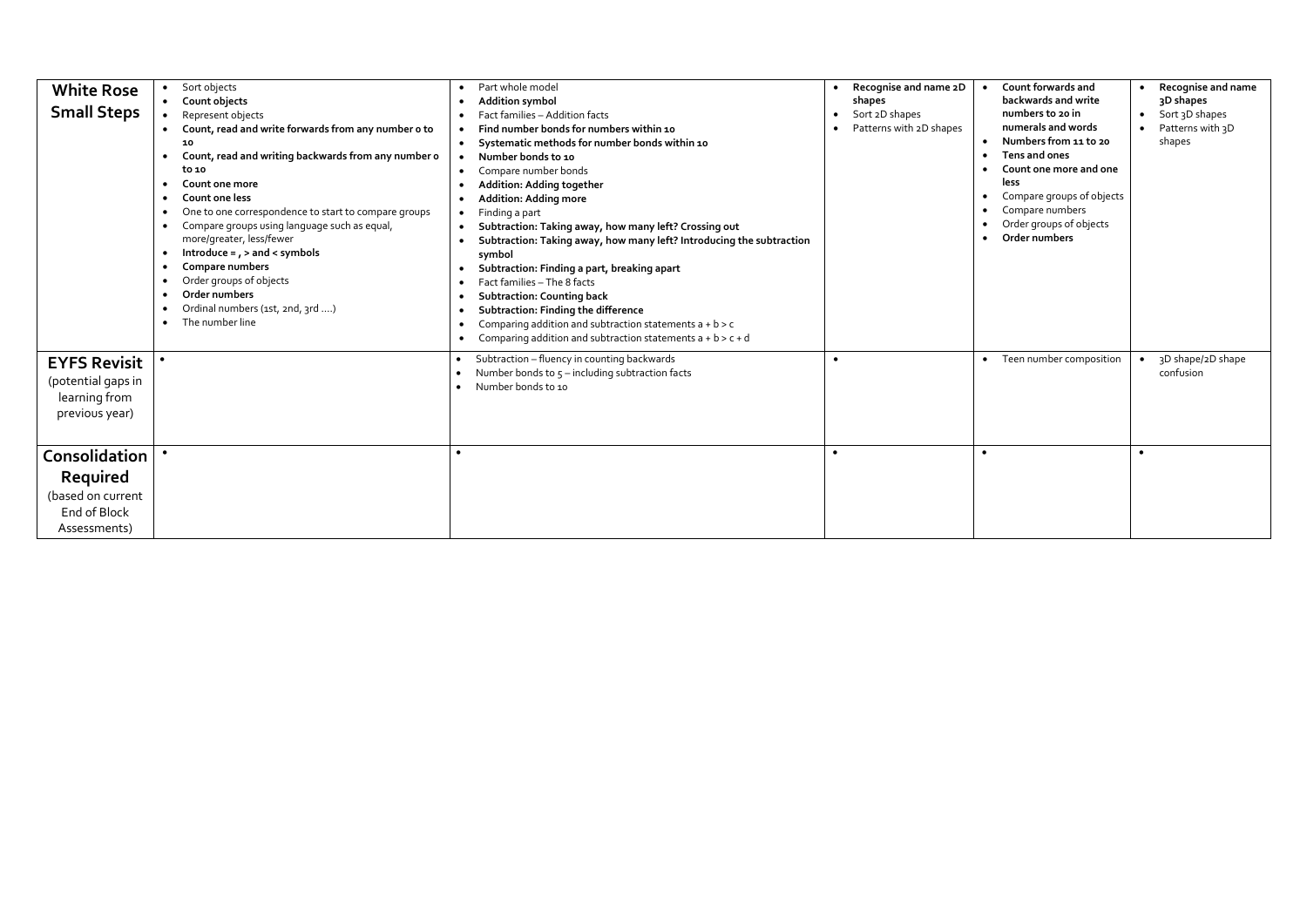| **White Rose Small Steps** | • Sort objects<br>• **Count objects**<br>• Represent objects<br>• **Count, read and write forwards from any number 0 to 10**<br>• **Count, read and writing backwards from any number 0 to 10**<br>• **Count one more**<br>• **Count one less**<br>• One to one correspondence to start to compare groups<br>• Compare groups using language such as equal, more/greater, less/fewer<br>• **Introduce = , > and < symbols**<br>• **Compare numbers**<br>• Order groups of objects<br>• **Order numbers**<br>• Ordinal numbers (1st, 2nd, 3rd ….)<br>• The number line | • Part whole model<br>• **Addition symbol**<br>• Fact families – Addition facts<br>• **Find number bonds for numbers within 10**<br>• **Systematic methods for number bonds within 10**<br>• **Number bonds to 10**<br>• Compare number bonds<br>• **Addition: Adding together**<br>• **Addition: Adding more**<br>• Finding a part<br>• **Subtraction: Taking away, how many left? Crossing out**<br>• **Subtraction: Taking away, how many left? Introducing the subtraction symbol**<br>• **Subtraction: Finding a part, breaking apart**<br>• Fact families – The 8 facts<br>• **Subtraction: Counting back**<br>• **Subtraction: Finding the difference**<br>• Comparing addition and subtraction statements a + b > c<br>• Comparing addition and subtraction statements a + b > c + d | • **Recognise and name 2D shapes**<br>• Sort 2D shapes<br>• Patterns with 2D shapes | • **Count forwards and backwards and write numbers to 20 in numerals and words**<br>• **Numbers from 11 to 20**<br>• **Tens and ones**<br>• **Count one more and one less**<br>• Compare groups of objects<br>• Compare numbers<br>• Order groups of objects<br>• **Order numbers** | • **Recognise and name 3D shapes**<br>• Sort 3D shapes<br>• Patterns with 3D shapes |
|---|---|---|---|---|---|
| **EYFS Revisit** (potential gaps in learning from previous year) | • | • Subtraction – fluency in counting backwards<br>• Number bonds to 5 – including subtraction facts<br>• Number bonds to 10 | • | • Teen number composition | • 3D shape/2D shape confusion |
| **Consolidation Required** (based on current End of Block Assessments) | • | • | • | • | • |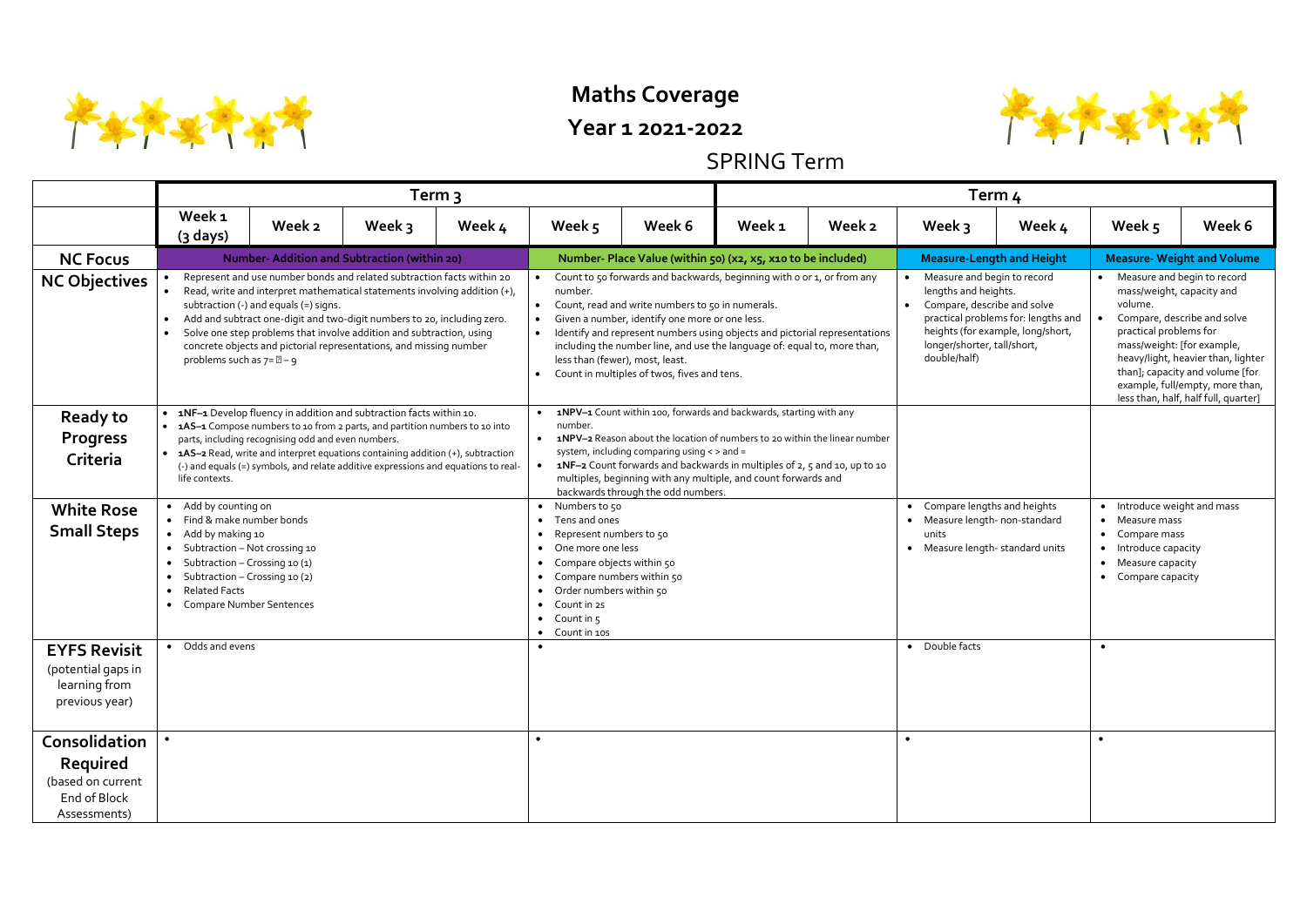# Maths Coverage

## Year 1 2021-2022

### SPRING Term

| | Term 3 | | | | | | Term 4 | | | | | |
|---|---|---|---|---|---|---|---|---|---|---|---|---|
| | Week 1 (3 days) | Week 2 | Week 3 | Week 4 | Week 5 | Week 6 | Week 1 | Week 2 | Week 3 | Week 4 | Week 5 | Week 6 |
| **NC Focus** | Number- Addition and Subtraction (within 20) | | | | Number- Place Value (within 50) (x2, x5, x10 to be included) | | | | Measure-Length and Height | | Measure- Weight and Volume | |
| **NC Objectives** | • Represent and use number bonds and related subtraction facts within 20<br>• Read, write and interpret mathematical statements involving addition (+), subtraction (-) and equals (=) signs.<br>• Add and subtract one-digit and two-digit numbers to 20, including zero.<br>• Solve one step problems that involve addition and subtraction, using concrete objects and pictorial representations, and missing number problems such as 7= ▯ – 9 | | | | • Count to 50 forwards and backwards, beginning with 0 or 1, or from any number.<br>• Count, read and write numbers to 50 in numerals.<br>• Given a number, identify one more or one less.<br>• Identify and represent numbers using objects and pictorial representations including the number line, and use the language of: equal to, more than, less than (fewer), most, least.<br>• Count in multiples of twos, fives and tens. | | | | • Measure and begin to record lengths and heights.<br>• Compare, describe and solve practical problems for: lengths and heights (for example, long/short, longer/shorter, tall/short, double/half) | | • Measure and begin to record mass/weight, capacity and volume.<br>• Compare, describe and solve practical problems for mass/weight: [for example, heavy/light, heavier than, lighter than]; capacity and volume [for example, full/empty, more than, less than, half, half full, quarter] | |
| **Ready to Progress Criteria** | • **1NF–1** Develop fluency in addition and subtraction facts within 10.<br>• **1AS–1** Compose numbers to 10 from 2 parts, and partition numbers to 10 into parts, including recognising odd and even numbers.<br>• **1AS–2** Read, write and interpret equations containing addition (+), subtraction (-) and equals (=) symbols, and relate additive expressions and equations to real-life contexts. | | | | • **1NPV–1** Count within 100, forwards and backwards, starting with any number.<br>• **1NPV–2** Reason about the location of numbers to 20 within the linear number system, including comparing using < > and =<br>• **1NF–2** Count forwards and backwards in multiples of 2, 5 and 10, up to 10 multiples, beginning with any multiple, and count forwards and backwards through the odd numbers. | | | | | | | |
| **White Rose Small Steps** | • Add by counting on<br>• Find & make number bonds<br>• Add by making 10<br>• Subtraction – Not crossing 10<br>• Subtraction – Crossing 10 (1)<br>• Subtraction – Crossing 10 (2)<br>• Related Facts<br>• Compare Number Sentences | | | | • Numbers to 50<br>• Tens and ones<br>• Represent numbers to 50<br>• One more one less<br>• Compare objects within 50<br>• Compare numbers within 50<br>• Order numbers within 50<br>• Count in 2s<br>• Count in 5<br>• Count in 10s | | | | • Compare lengths and heights<br>• Measure length- non-standard units<br>• Measure length- standard units | | • Introduce weight and mass<br>• Measure mass<br>• Compare mass<br>• Introduce capacity<br>• Measure capacity<br>• Compare capacity | |
| **EYFS Revisit** (potential gaps in learning from previous year) | • Odds and evens | | | | • | | | | • Double facts | | • | |
| **Consolidation Required** (based on current End of Block Assessments) | • | | | | • | | | | • | | • | |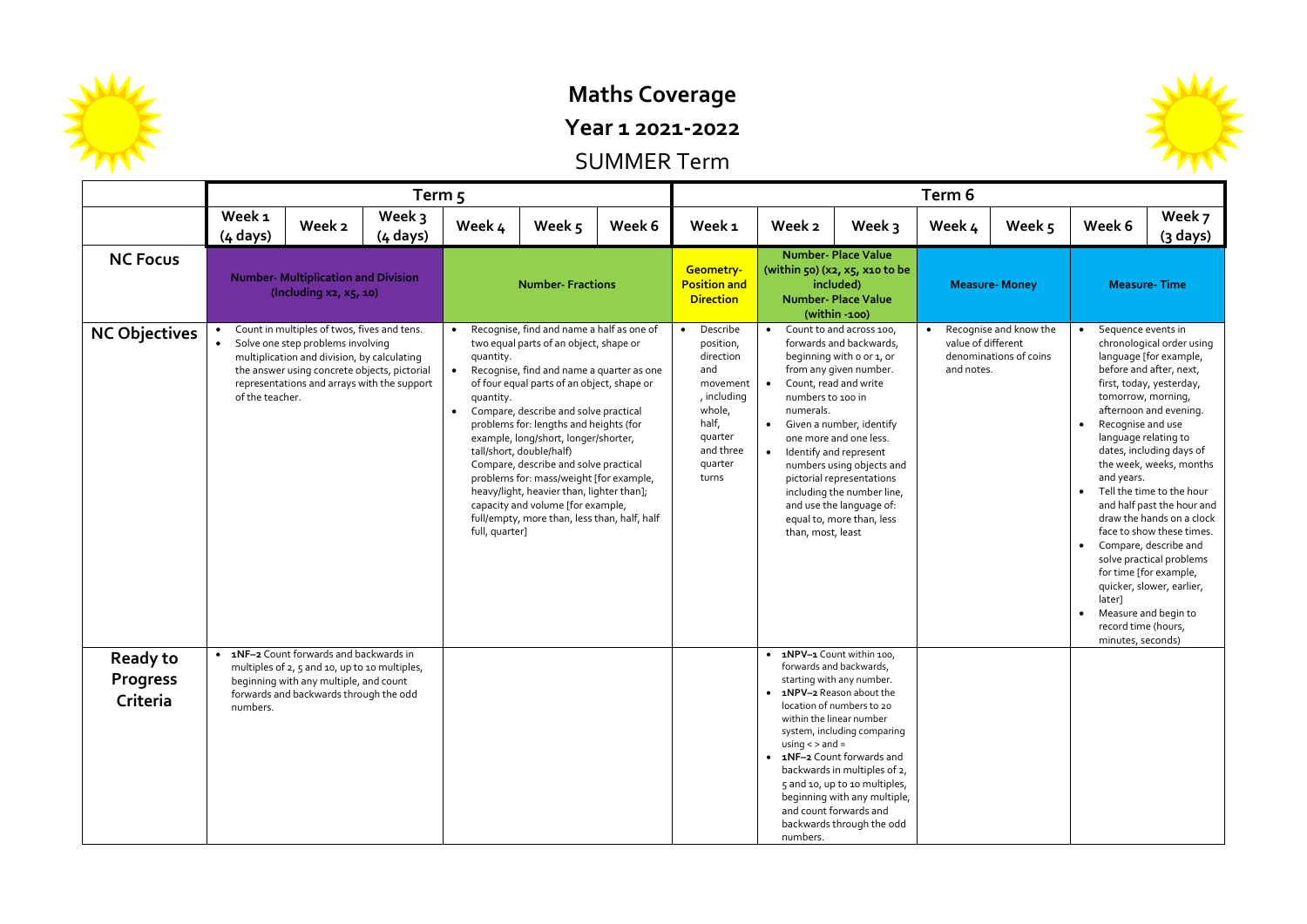# Maths Coverage

## Year 1 2021-2022

## SUMMER Term

| | Term 5 | | | | | | Term 6 | | | | | | |
|---|---|---|---|---|---|---|---|---|---|---|---|---|---|
| | Week 1 (4 days) | Week 2 | Week 3 (4 days) | Week 4 | Week 5 | Week 6 | Week 1 | Week 2 | Week 3 | Week 4 | Week 5 | Week 6 | Week 7 (3 days) |
| **NC Focus** | **Number- Multiplication and Division (Including x2, x5, 10)** | | | **Number- Fractions** | | | **Geometry- Position and Direction** | **Number- Place Value (within 50) (x2, x5, x10 to be included) Number- Place Value (within -100)** | | **Measure- Money** | | **Measure- Time** | |
| **NC Objectives** | • Count in multiples of twos, fives and tens. • Solve one step problems involving multiplication and division, by calculating the answer using concrete objects, pictorial representations and arrays with the support of the teacher. | | | • Recognise, find and name a half as one of two equal parts of an object, shape or quantity. • Recognise, find and name a quarter as one of four equal parts of an object, shape or quantity. • Compare, describe and solve practical problems for: lengths and heights (for example, long/short, longer/shorter, tall/short, double/half) Compare, describe and solve practical problems for: mass/weight [for example, heavy/light, heavier than, lighter than]; capacity and volume [for example, full/empty, more than, less than, half, half full, quarter] | | | • Describe position, direction and movement, including whole, half, quarter and three quarter turns | • Count to and across 100, forwards and backwards, beginning with 0 or 1, or from any given number. • Count, read and write numbers to 100 in numerals. • Given a number, identify one more and one less. • Identify and represent numbers using objects and pictorial representations including the number line, and use the language of: equal to, more than, less than, most, least | | • Recognise and know the value of different denominations of coins and notes. | | • Sequence events in chronological order using language [for example, before and after, next, first, today, yesterday, tomorrow, morning, afternoon and evening. • Recognise and use language relating to dates, including days of the week, weeks, months and years. • Tell the time to the hour and half past the hour and draw the hands on a clock face to show these times. • Compare, describe and solve practical problems for time [for example, quicker, slower, earlier, later] • Measure and begin to record time (hours, minutes, seconds) | |
| **Ready to Progress Criteria** | • **1NF–2** Count forwards and backwards in multiples of 2, 5 and 10, up to 10 multiples, beginning with any multiple, and count forwards and backwards through the odd numbers. | | | | | | | • **1NPV–1** Count within 100, forwards and backwards, starting with any number. • **1NPV–2** Reason about the location of numbers to 20 within the linear number system, including comparing using < > and = • **1NF–2** Count forwards and backwards in multiples of 2, 5 and 10, up to 10 multiples, beginning with any multiple, and count forwards and backwards through the odd numbers. | | | | | |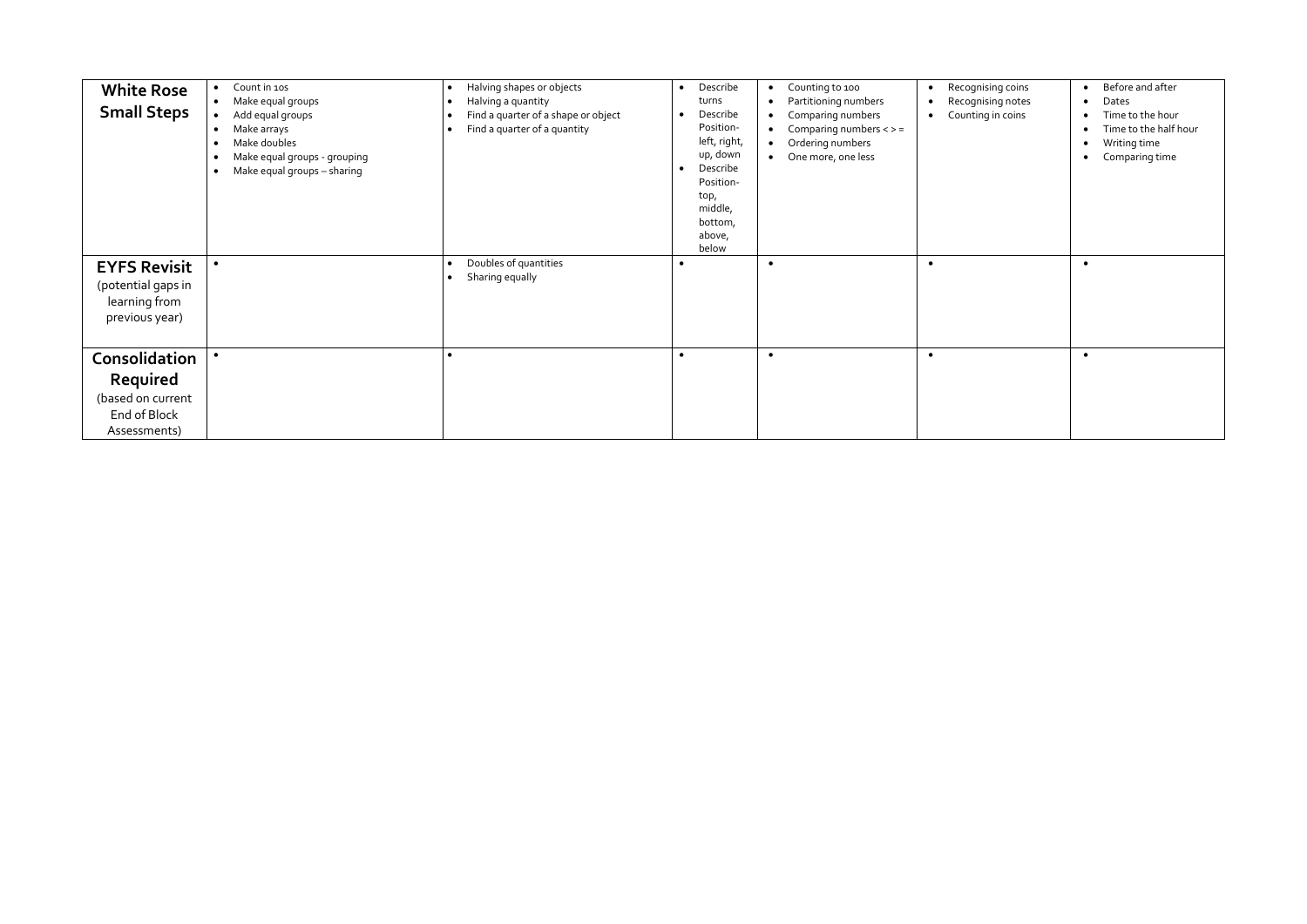| | | | | | | |
|---|---|---|---|---|---|---|
| **White Rose Small Steps** | • Count in 10s<br>• Make equal groups<br>• Add equal groups<br>• Make arrays<br>• Make doubles<br>• Make equal groups - grouping<br>• Make equal groups – sharing | • Halving shapes or objects<br>• Halving a quantity<br>• Find a quarter of a shape or object<br>• Find a quarter of a quantity | • Describe turns<br>• Describe Position- left, right, up, down<br>• Describe Position- top, middle, bottom, above, below | • Counting to 100<br>• Partitioning numbers<br>• Comparing numbers<br>• Comparing numbers < > =<br>• Ordering numbers<br>• One more, one less | • Recognising coins<br>• Recognising notes<br>• Counting in coins | • Before and after<br>• Dates<br>• Time to the hour<br>• Time to the half hour<br>• Writing time<br>• Comparing time |
| **EYFS Revisit** (potential gaps in learning from previous year) | • | • Doubles of quantities<br>• Sharing equally | • | • | • | • |
| **Consolidation Required** (based on current End of Block Assessments) | • | • | • | • | • | • |